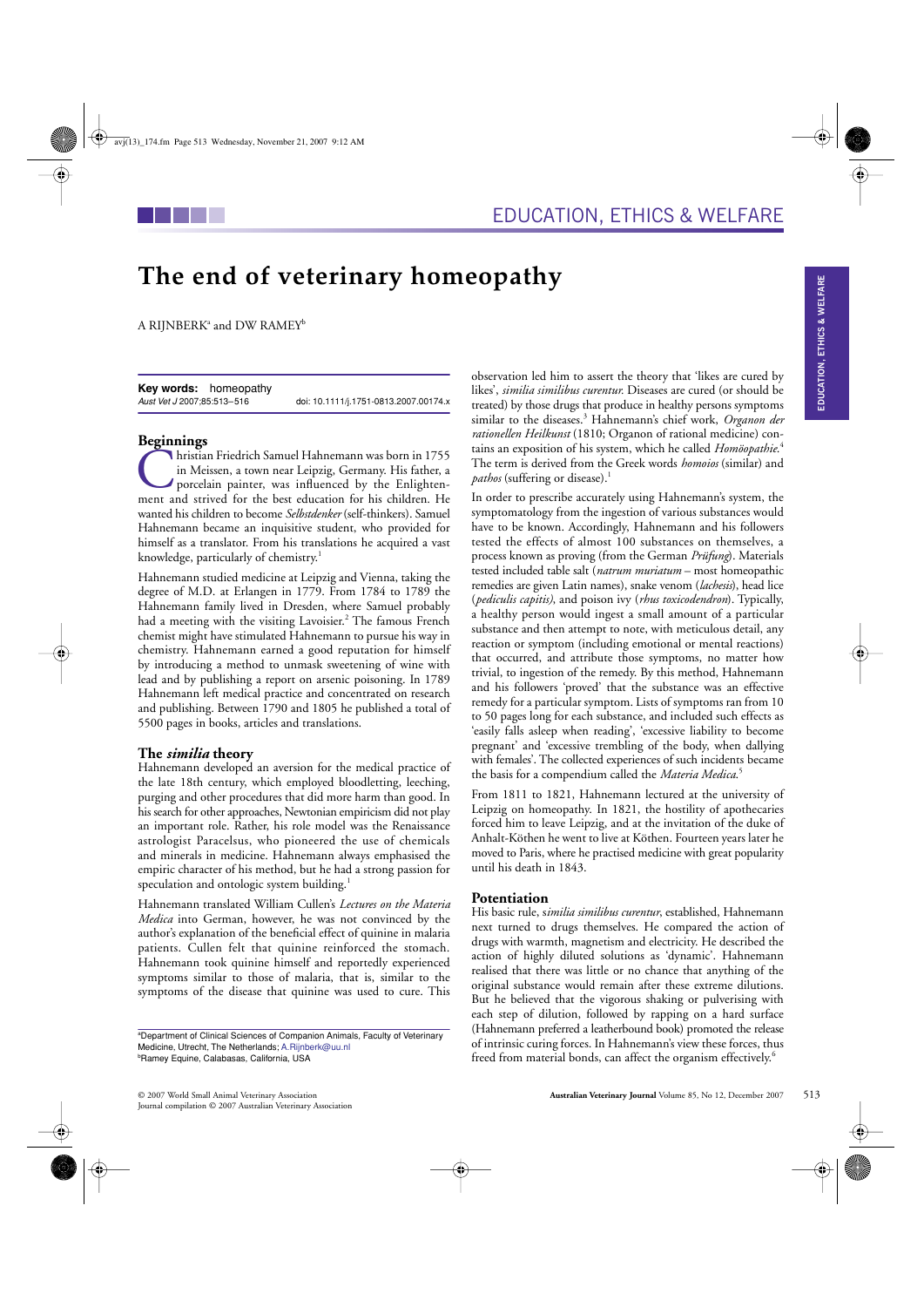# The end of veterinary homeopathy

A RIJNBERK[a] and DW RAMEY[b]

**Key words:** homeopathy

*Aust Vet J* 2007;85:513–516 doi: 10.1111/j.1751-0813.2007.00174.x

## Beginnings

Christian Friedrich Samuel Hahnemann was born in 1755 in Meissen, a town near Leipzig, Germany. His father, a porcelain painter, was influenced by the Enlightenment and strived for the best education for his children. He wanted his children to become *Selbstdenker* (self-thinkers). Samuel Hahnemann became an inquisitive student, who provided for himself as a translator. From his translations he acquired a vast knowledge, particularly of chemistry.[1]

Hahnemann studied medicine at Leipzig and Vienna, taking the degree of M.D. at Erlangen in 1779. From 1784 to 1789 the Hahnemann family lived in Dresden, where Samuel probably had a meeting with the visiting Lavoisier.[2] The famous French chemist might have stimulated Hahnemann to pursue his way in chemistry. Hahnemann earned a good reputation for himself by introducing a method to unmask sweetening of wine with lead and by publishing a report on arsenic poisoning. In 1789 Hahnemann left medical practice and concentrated on research and publishing. Between 1790 and 1805 he published a total of 5500 pages in books, articles and translations.

## The *similia* theory

Hahnemann developed an aversion for the medical practice of the late 18th century, which employed bloodletting, leeching, purging and other procedures that did more harm than good. In his search for other approaches, Newtonian empiricism did not play an important role. Rather, his role model was the Renaissance astrologist Paracelsus, who pioneered the use of chemicals and minerals in medicine. Hahnemann always emphasised the empiric character of his method, but he had a strong passion for speculation and ontologic system building.[1]

Hahnemann translated William Cullen's *Lectures on the Materia Medica* into German, however, he was not convinced by the author's explanation of the beneficial effect of quinine in malaria patients. Cullen felt that quinine reinforced the stomach. Hahnemann took quinine himself and reportedly experienced symptoms similar to those of malaria, that is, similar to the symptoms of the disease that quinine was used to cure. This observation led him to assert the theory that 'likes are cured by likes', *similia similibus curentur.* Diseases are cured (or should be treated) by those drugs that produce in healthy persons symptoms similar to the diseases.[3] Hahnemann's chief work, *Organon der rationellen Heilkunst* (1810; Organon of rational medicine) contains an exposition of his system, which he called *Homöopathie.*[4] The term is derived from the Greek words *homoios* (similar) and *pathos* (suffering or disease).[1]

In order to prescribe accurately using Hahnemann's system, the symptomatology from the ingestion of various substances would have to be known. Accordingly, Hahnemann and his followers tested the effects of almost 100 substances on themselves, a process known as proving (from the German *Prüfung*). Materials tested included table salt (*natrum muriatum* – most homeopathic remedies are given Latin names), snake venom (*lachesis*), head lice (*pediculis capitis)*, and poison ivy (*rhus toxicodendron*). Typically, a healthy person would ingest a small amount of a particular substance and then attempt to note, with meticulous detail, any reaction or symptom (including emotional or mental reactions) that occurred, and attribute those symptoms, no matter how trivial, to ingestion of the remedy. By this method, Hahnemann and his followers 'proved' that the substance was an effective remedy for a particular symptom. Lists of symptoms ran from 10 to 50 pages long for each substance, and included such effects as 'easily falls asleep when reading', 'excessive liability to become pregnant' and 'excessive trembling of the body, when dallying with females'. The collected experiences of such incidents became the basis for a compendium called the *Materia Medica.*[5]

From 1811 to 1821, Hahnemann lectured at the university of Leipzig on homeopathy. In 1821, the hostility of apothecaries forced him to leave Leipzig, and at the invitation of the duke of Anhalt-Köthen he went to live at Köthen. Fourteen years later he moved to Paris, where he practised medicine with great popularity until his death in 1843.

## Potentiation

His basic rule, *similia similibus curentur*, established, Hahnemann next turned to drugs themselves. He compared the action of drugs with warmth, magnetism and electricity. He described the action of highly diluted solutions as 'dynamic'. Hahnemann realised that there was little or no chance that anything of the original substance would remain after these extreme dilutions. But he believed that the vigorous shaking or pulverising with each step of dilution, followed by rapping on a hard surface (Hahnemann preferred a leatherbound book) promoted the release of intrinsic curing forces. In Hahnemann's view these forces, thus freed from material bonds, can affect the organism effectively.[6]

[a]Department of Clinical Sciences of Companion Animals, Faculty of Veterinary Medicine, Utrecht, The Netherlands; A.Rijnberk@uu.nl
[b]Ramey Equine, Calabasas, California, USA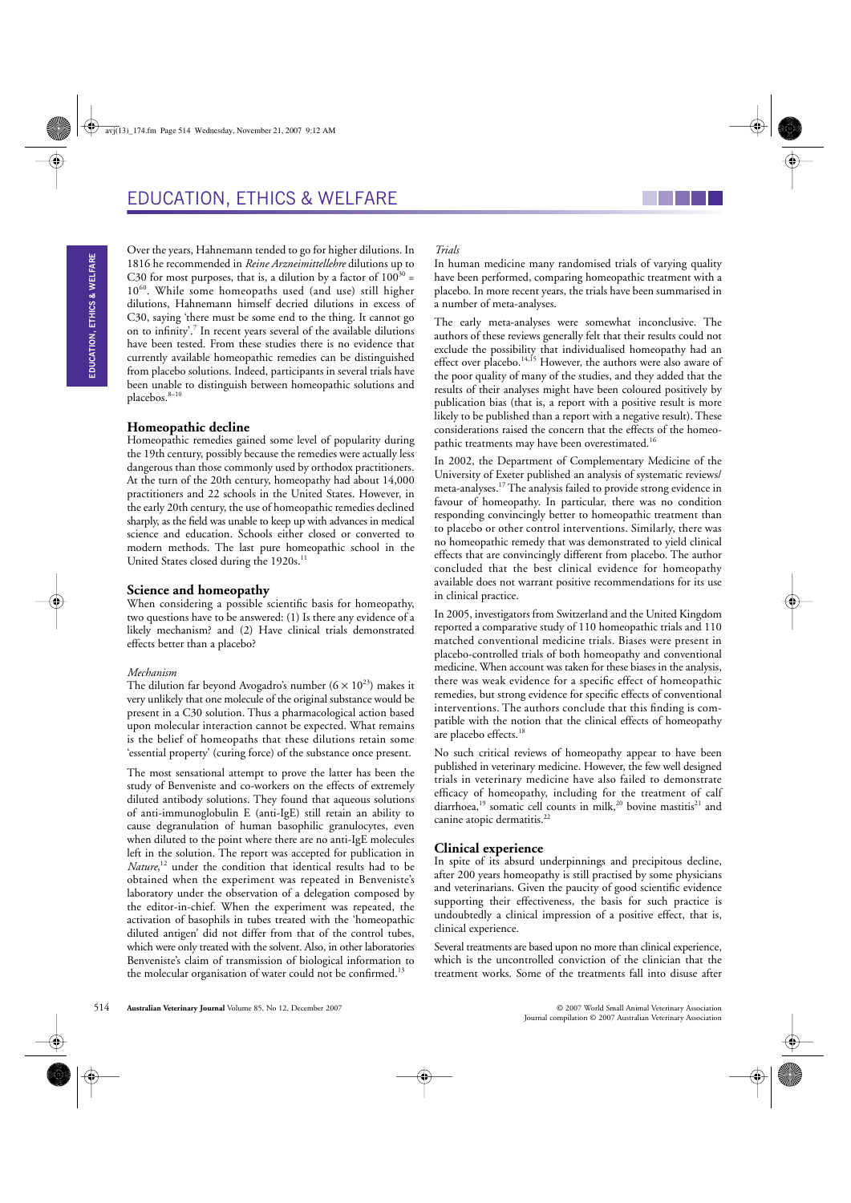Over the years, Hahnemann tended to go for higher dilutions. In 1816 he recommended in *Reine Arzneimittellehre* dilutions up to C30 for most purposes, that is, a dilution by a factor of $100^{30} = 10^{60}$. While some homeopaths used (and use) still higher dilutions, Hahnemann himself decried dilutions in excess of C30, saying 'there must be some end to the thing. It cannot go on to infinity'.[7] In recent years several of the available dilutions have been tested. From these studies there is no evidence that currently available homeopathic remedies can be distinguished from placebo solutions. Indeed, participants in several trials have been unable to distinguish between homeopathic solutions and placebos.[8–10]

## Homeopathic decline

Homeopathic remedies gained some level of popularity during the 19th century, possibly because the remedies were actually less dangerous than those commonly used by orthodox practitioners. At the turn of the 20th century, homeopathy had about 14,000 practitioners and 22 schools in the United States. However, in the early 20th century, the use of homeopathic remedies declined sharply, as the field was unable to keep up with advances in medical science and education. Schools either closed or converted to modern methods. The last pure homeopathic school in the United States closed during the 1920s.[11]

## Science and homeopathy

When considering a possible scientific basis for homeopathy, two questions have to be answered: (1) Is there any evidence of a likely mechanism? and (2) Have clinical trials demonstrated effects better than a placebo?

### *Mechanism*

The dilution far beyond Avogadro's number ($6 \times 10^{23}$) makes it very unlikely that one molecule of the original substance would be present in a C30 solution. Thus a pharmacological action based upon molecular interaction cannot be expected. What remains is the belief of homeopaths that these dilutions retain some 'essential property' (curing force) of the substance once present.

The most sensational attempt to prove the latter has been the study of Benveniste and co-workers on the effects of extremely diluted antibody solutions. They found that aqueous solutions of anti-immunoglobulin E (anti-IgE) still retain an ability to cause degranulation of human basophilic granulocytes, even when diluted to the point where there are no anti-IgE molecules left in the solution. The report was accepted for publication in *Nature*,[12] under the condition that identical results had to be obtained when the experiment was repeated in Benveniste's laboratory under the observation of a delegation composed by the editor-in-chief. When the experiment was repeated, the activation of basophils in tubes treated with the 'homeopathic diluted antigen' did not differ from that of the control tubes, which were only treated with the solvent. Also, in other laboratories Benveniste's claim of transmission of biological information to the molecular organisation of water could not be confirmed.[13]

### *Trials*

In human medicine many randomised trials of varying quality have been performed, comparing homeopathic treatment with a placebo. In more recent years, the trials have been summarised in a number of meta-analyses.

The early meta-analyses were somewhat inconclusive. The authors of these reviews generally felt that their results could not exclude the possibility that individualised homeopathy had an effect over placebo.[14,15] However, the authors were also aware of the poor quality of many of the studies, and they added that the results of their analyses might have been coloured positively by publication bias (that is, a report with a positive result is more likely to be published than a report with a negative result). These considerations raised the concern that the effects of the homeopathic treatments may have been overestimated.[16]

In 2002, the Department of Complementary Medicine of the University of Exeter published an analysis of systematic reviews/meta-analyses.[17] The analysis failed to provide strong evidence in favour of homeopathy. In particular, there was no condition responding convincingly better to homeopathic treatment than to placebo or other control interventions. Similarly, there was no homeopathic remedy that was demonstrated to yield clinical effects that are convincingly different from placebo. The author concluded that the best clinical evidence for homeopathy available does not warrant positive recommendations for its use in clinical practice.

In 2005, investigators from Switzerland and the United Kingdom reported a comparative study of 110 homeopathic trials and 110 matched conventional medicine trials. Biases were present in placebo-controlled trials of both homeopathy and conventional medicine. When account was taken for these biases in the analysis, there was weak evidence for a specific effect of homeopathic remedies, but strong evidence for specific effects of conventional interventions. The authors conclude that this finding is compatible with the notion that the clinical effects of homeopathy are placebo effects.[18]

No such critical reviews of homeopathy appear to have been published in veterinary medicine. However, the few well designed trials in veterinary medicine have also failed to demonstrate efficacy of homeopathy, including for the treatment of calf diarrhoea,[19] somatic cell counts in milk,[20] bovine mastitis[21] and canine atopic dermatitis.[22]

## Clinical experience

In spite of its absurd underpinnings and precipitous decline, after 200 years homeopathy is still practised by some physicians and veterinarians. Given the paucity of good scientific evidence supporting their effectiveness, the basis for such practice is undoubtedly a clinical impression of a positive effect, that is, clinical experience.

Several treatments are based upon no more than clinical experience, which is the uncontrolled conviction of the clinician that the treatment works. Some of the treatments fall into disuse after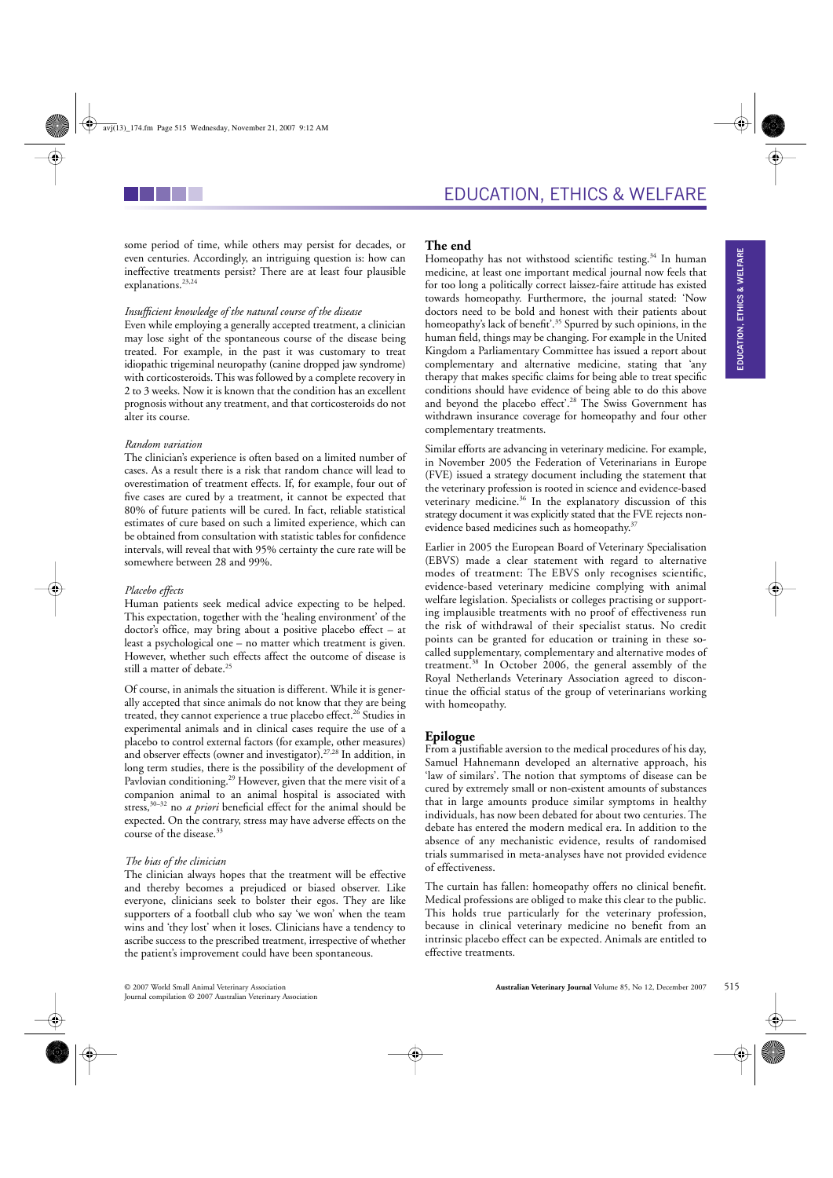some period of time, while others may persist for decades, or even centuries. Accordingly, an intriguing question is: how can ineffective treatments persist? There are at least four plausible explanations.[23,24]

*Insufficient knowledge of the natural course of the disease*

Even while employing a generally accepted treatment, a clinician may lose sight of the spontaneous course of the disease being treated. For example, in the past it was customary to treat idiopathic trigeminal neuropathy (canine dropped jaw syndrome) with corticosteroids. This was followed by a complete recovery in 2 to 3 weeks. Now it is known that the condition has an excellent prognosis without any treatment, and that corticosteroids do not alter its course.

*Random variation*

The clinician's experience is often based on a limited number of cases. As a result there is a risk that random chance will lead to overestimation of treatment effects. If, for example, four out of five cases are cured by a treatment, it cannot be expected that 80% of future patients will be cured. In fact, reliable statistical estimates of cure based on such a limited experience, which can be obtained from consultation with statistic tables for confidence intervals, will reveal that with 95% certainty the cure rate will be somewhere between 28 and 99%.

*Placebo effects*

Human patients seek medical advice expecting to be helped. This expectation, together with the 'healing environment' of the doctor's office, may bring about a positive placebo effect – at least a psychological one – no matter which treatment is given. However, whether such effects affect the outcome of disease is still a matter of debate.[25]

Of course, in animals the situation is different. While it is generally accepted that since animals do not know that they are being treated, they cannot experience a true placebo effect.[26] Studies in experimental animals and in clinical cases require the use of a placebo to control external factors (for example, other measures) and observer effects (owner and investigator).[27,28] In addition, in long term studies, there is the possibility of the development of Pavlovian conditioning.[29] However, given that the mere visit of a companion animal to an animal hospital is associated with stress,[30–32] no *a priori* beneficial effect for the animal should be expected. On the contrary, stress may have adverse effects on the course of the disease.[33]

*The bias of the clinician*

The clinician always hopes that the treatment will be effective and thereby becomes a prejudiced or biased observer. Like everyone, clinicians seek to bolster their egos. They are like supporters of a football club who say 'we won' when the team wins and 'they lost' when it loses. Clinicians have a tendency to ascribe success to the prescribed treatment, irrespective of whether the patient's improvement could have been spontaneous.

## The end

Homeopathy has not withstood scientific testing.[34] In human medicine, at least one important medical journal now feels that for too long a politically correct laissez-faire attitude has existed towards homeopathy. Furthermore, the journal stated: 'Now doctors need to be bold and honest with their patients about homeopathy's lack of benefit'.[35] Spurred by such opinions, in the human field, things may be changing. For example in the United Kingdom a Parliamentary Committee has issued a report about complementary and alternative medicine, stating that 'any therapy that makes specific claims for being able to treat specific conditions should have evidence of being able to do this above and beyond the placebo effect'.[28] The Swiss Government has withdrawn insurance coverage for homeopathy and four other complementary treatments.

Similar efforts are advancing in veterinary medicine. For example, in November 2005 the Federation of Veterinarians in Europe (FVE) issued a strategy document including the statement that the veterinary profession is rooted in science and evidence-based veterinary medicine.[36] In the explanatory discussion of this strategy document it was explicitly stated that the FVE rejects non-evidence based medicines such as homeopathy.[37]

Earlier in 2005 the European Board of Veterinary Specialisation (EBVS) made a clear statement with regard to alternative modes of treatment: The EBVS only recognises scientific, evidence-based veterinary medicine complying with animal welfare legislation. Specialists or colleges practising or supporting implausible treatments with no proof of effectiveness run the risk of withdrawal of their specialist status. No credit points can be granted for education or training in these so-called supplementary, complementary and alternative modes of treatment.[38] In October 2006, the general assembly of the Royal Netherlands Veterinary Association agreed to discontinue the official status of the group of veterinarians working with homeopathy.

## Epilogue

From a justifiable aversion to the medical procedures of his day, Samuel Hahnemann developed an alternative approach, his 'law of similars'. The notion that symptoms of disease can be cured by extremely small or non-existent amounts of substances that in large amounts produce similar symptoms in healthy individuals, has now been debated for about two centuries. The debate has entered the modern medical era. In addition to the absence of any mechanistic evidence, results of randomised trials summarised in meta-analyses have not provided evidence of effectiveness.

The curtain has fallen: homeopathy offers no clinical benefit. Medical professions are obliged to make this clear to the public. This holds true particularly for the veterinary profession, because in clinical veterinary medicine no benefit from an intrinsic placebo effect can be expected. Animals are entitled to effective treatments.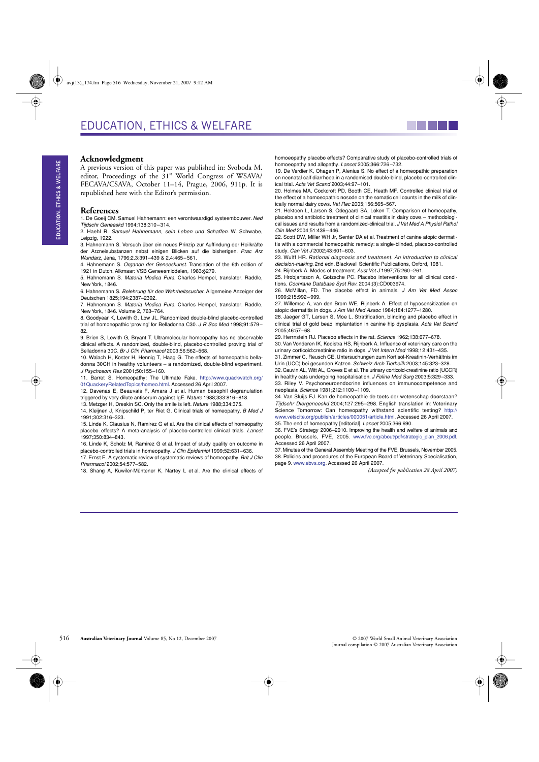## Acknowledgment

A previous version of this paper was published in: Svoboda M. editor, Proceedings of the 31st World Congress of WSAVA/FECAVA/CSAVA, October 11–14, Prague, 2006, 911p. It is republished here with the Editor's permission.

## References

1. De Goeij CM. Samuel Hahnemann: een verontwaardigd systeembouwer. *Ned Tijdschr Geneeskd* 1994;138:310–314.
2. Haehl R. *Samuel Hahnemann, sein Leben und Schaffen*. W. Schwabe, Leipzig, 1922.
3. Hahnemann S. Versuch über ein neues Prinzip zur Auffindung der Heilkräfte der Arzneisubstanzen nebst einigen Blicken auf die bisherigen. *Prac Arz Wundarz*, Jena, 1796;2.3:391–439 & 2.4:465–561.
4. Hahnemann S. *Organon der Geneeskunst*. Translation of the 6th edition of 1921 in Dutch. Alkmaar: VSB Geneesmiddelen, 1983:§279.
5. Hahnemann S. *Materia Medica Pura*. Charles Hempel, translator. Raddle, New York, 1846.
6. Hahnemann S. *Belehrung für den Wahrheitssucher*. Allgemeine Anzeiger der Deutschen 1825;194:2387–2392.
7. Hahnemann S. *Materia Medica Pura*. Charles Hempel, translator. Raddle, New York, 1846. Volume 2, 763–764.
8. Goodyear K, Lewith G, Low JL. Randomized double-blind placebo-controlled trial of homoeopathic 'proving' for Belladonna C30. *J R Soc Med* 1998;91:579–82.
9. Brien S, Lewith G, Bryant T. Ultramolecular homeopathy has no observable clinical effects. A randomized, double-blind, placebo-controlled proving trial of Belladonna 30C. *Br J Clin Pharmacol* 2003;56:562–568.
10. Walach H, Koster H, Hennig T, Haag G. The effects of homeopathic belladonna 30CH in healthy volunteers – a randomized, double-blind experiment. *J Psychosom Res* 2001;50:155–160.
11. Barret S. Homeopathy: The Ultimate Fake. http://www.quackwatch.org/01QuackeryRelatedTopics/homeo.html. Accessed 26 April 2007.
12. Davenas E, Beauvais F, Amara J et al. Human basophil degranulation triggered by very dilute antiserum against IgE. *Nature* 1988;333:816–818.
13. Metzger H, Dreskin SC. Only the smile is left. *Nature* 1988;334:375.
14. Kleijnen J, Knipschild P, ter Riet G. Clinical trials of homeopathy. *B Med J* 1991;302:316–323.
15. Linde K, Clausius N, Ramirez G et al. Are the clinical effects of homeopathy placebo effects? A meta-analysis of placebo-controlled clinical trials. *Lancet* 1997;350:834–843.
16. Linde K, Scholz M, Ramirez G et al. Impact of study quality on outcome in placebo-controlled trials in homeopathy. *J Clin Epidemiol* 1999;52:631–636.
17. Ernst E. A systematic review of systematic reviews of homeopathy. *Brit J Clin Pharmacol* 2002;54:577–582.
18. Shang A, Kuwiler-Müntener K, Nartey L et al. Are the clinical effects of homoeopathy placebo effects? Comparative study of placebo-controlled trials of homoeopathy and allopathy. *Lancet* 2005;366:726–732.
19. De Verdier K, Ohagen P, Alenius S. No effect of a homeopathic preparation on neonatal calf diarrhoea in a randomised double-blind, placebo-controlled clinical trial. *Acta Vet Scand* 2003;44:97–101.
20. Holmes MA, Cockcroft PD, Booth CE, Heath MF. Controlled clinical trial of the effect of a homoeopathic nosode on the somatic cell counts in the milk of clinically normal dairy cows. *Vet Rec* 2005;156:565–567.
21. Hektoen L, Larsen S, Odegaard SA, Loken T. Comparison of homeopathy, placebo and antibiotic treatment of clinical mastitis in dairy cows – methodological issues and results from a randomized-clinical trial. *J Vet Med A Physiol Pathol Clin Med* 2004;51:439–446.
22. Scott DW, Miller WH Jr, Senter DA et al. Treatment of canine atopic dermatitis with a commercial homeopathic remedy: a single-blinded, placebo-controlled study. *Can Vet J* 2002;43:601–603.
23. Wulff HR. *Rational diagnosis and treatment. An introduction to clinical decision-making*. 2nd edn. Blackwell Scientific Publications, Oxford, 1981.
24. Rijnberk A. Modes of treatment. *Aust Vet J* 1997;75:260–261.
25. Hrobjartsson A, Gotzsche PC. Placebo interventions for all clinical conditions. *Cochrane Database Syst Rev*. 2004;(3):CD003974.
26. McMillan, FD. The placebo effect in animals. *J Am Vet Med Assoc* 1999;215:992–999.
27. Willemse A, van den Brom WE, Rijnberk A. Effect of hyposensitization on atopic dermatitis in dogs. *J Am Vet Med Assoc* 1984;184:1277–1280.
28. Jaeger GT, Larsen S, Moe L. Stratification, blinding and placebo effect in clinical trial of gold bead implantation in canine hip dysplasia. *Acta Vet Scand* 2005;46:57–68.
29. Herrnstein RJ. Placebo effects in the rat. *Science* 1962;138:677–678.
30. Van Vonderen IK, Kooistra HS, Rijnberk A. Influence of veterinary care on the urinary corticoid:creatinine ratio in dogs. *J Vet Intern Med* 1998;12:431–435.
31. Zimmer C, Reusch CE. Untersuchungen zum Kortisol-Kreatinin-Verhältnis im Urin (UCC) bei gesunden Katzen. *Schweiz Arch Tierheilk* 2003;145:323–328.
32. Cauvin AL, Witt AL, Groves E et al. The urinary corticoid-creatinine ratio (UCCR) in healthy cats undergoing hospitalisation. *J Feline Med Surg* 2003:5:329–333.
33. Riley V. Psychoneuroendocrine influences on immunocompetence and neoplasia. *Science* 1981;212:1100–1109.
34. Van Sluijs FJ. Kan de homeopathie de toets der wetenschap doorstaan? *Tijdschr Diergeneeskd* 2004;127:295–298. English translation in: Veterinary Science Tomorrow: Can homeopathy withstand scientific testing? http://www.vetscite.org/publish/articles/000051/article.html. Accessed 26 April 2007.
35. The end of homeopathy [editorial]. *Lancet* 2005;366:690.
36. FVE's Strategy 2006–2010. Improving the health and welfare of animals and people. Brussels, FVE, 2005. www.fve.org/about/pdf/strategic_plan_2006.pdf. Accessed 26 April 2007.
37. Minutes of the General Assembly Meeting of the FVE, Brussels, November 2005.
38. Policies and procedures of the European Board of Veterinary Specialisation, page 9. www.ebvs.org. Accessed 26 April 2007.

*(Accepted for publication 28 April 2007)*